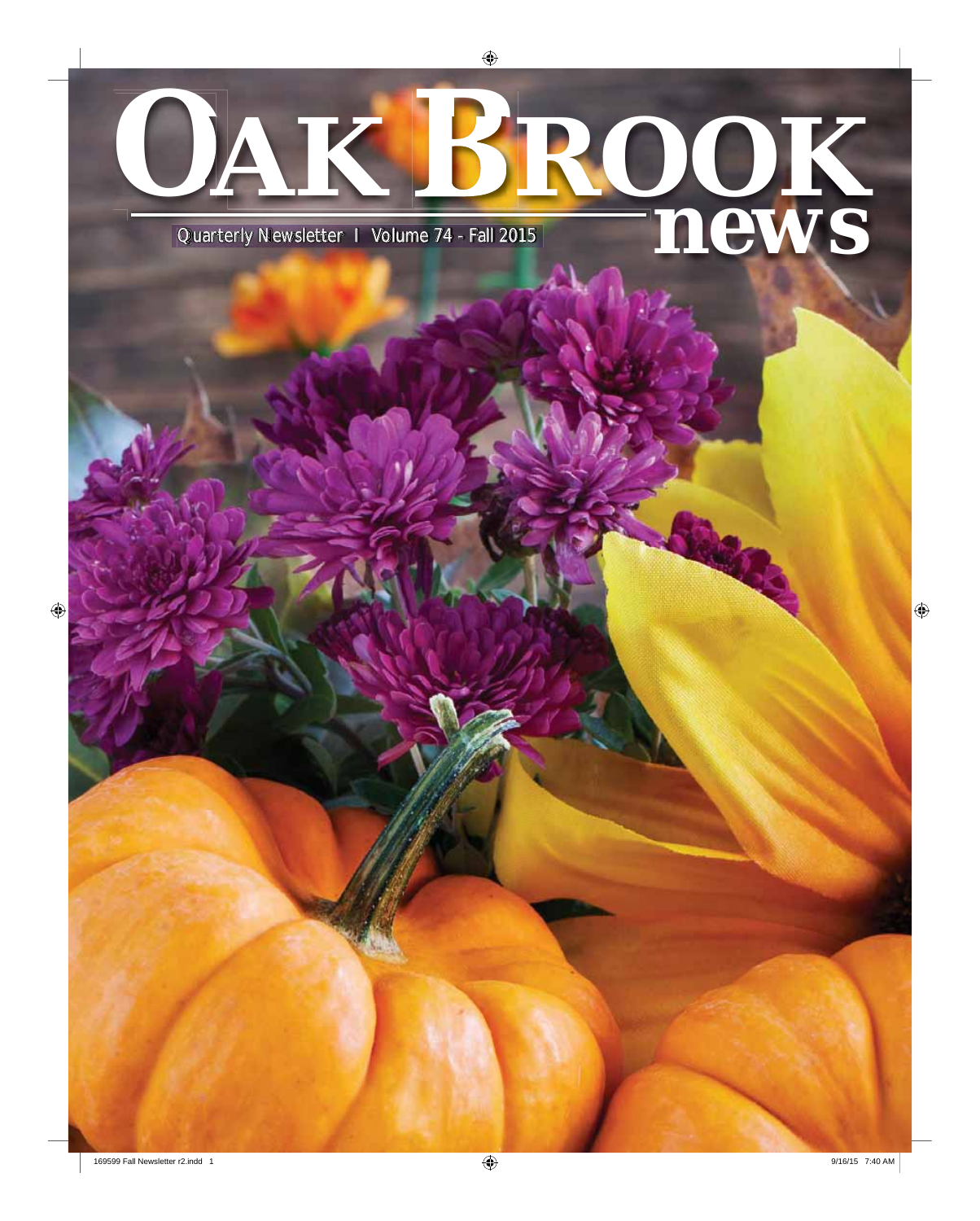# OAK BROOK news

Quarterly Newsletter | Volume 74 - Fall 2015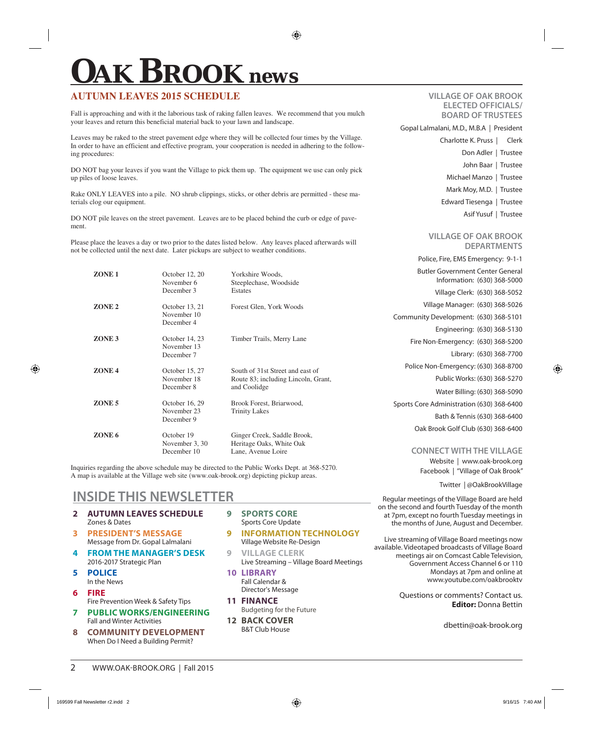# OAK BROOK news

## AUTUMN LEAVES 2015 SCHEDULE

Fall is approaching and with it the laborious task of raking fallen leaves. We recommend that you mulch your leaves and return this beneficial material back to your lawn and landscape.

Leaves may be raked to the street pavement edge where they will be collected four times by the Village. In order to have an efficient and effective program, your cooperation is needed in adhering to the following procedures:

DO NOT bag your leaves if you want the Village to pick them up. The equipment we use can only pick up piles of loose leaves.

Rake ONLY LEAVES into a pile. NO shrub clippings, sticks, or other debris are permitted - these materials clog our equipment.

DO NOT pile leaves on the street pavement. Leaves are to be placed behind the curb or edge of pavement.

Please place the leaves a day or two prior to the dates listed below. Any leaves placed afterwards will not be collected until the next date. Later pickups are subject to weather conditions.

| Zone | Dates | Areas |
|---|---|---|
| **ZONE 1** | October 12, 20<br>November 6<br>December 3 | Yorkshire Woods, Steeplechase, Woodside Estates |
| **ZONE 2** | October 13, 21<br>November 10<br>December 4 | Forest Glen, York Woods |
| **ZONE 3** | October 14, 23<br>November 13<br>December 7 | Timber Trails, Merry Lane |
| **ZONE 4** | October 15, 27<br>November 18<br>December 8 | South of 31st Street and east of Route 83; including Lincoln, Grant, and Coolidge |
| **ZONE 5** | October 16, 29<br>November 23<br>December 9 | Brook Forest, Briarwood, Trinity Lakes |
| **ZONE 6** | October 19<br>November 3, 30<br>December 10 | Ginger Creek, Saddle Brook, Heritage Oaks, White Oak Lane, Avenue Loire |

Inquiries regarding the above schedule may be directed to the Public Works Dept. at 368-5270. A map is available at the Village web site (www.oak-brook.org) depicting pickup areas.

## INSIDE THIS NEWSLETTER

- **2 AUTUMN LEAVES SCHEDULE** – Zones & Dates
- **3 PRESIDENT'S MESSAGE** – Message from Dr. Gopal Lalmalani
- **4 FROM THE MANAGER'S DESK** – 2016-2017 Strategic Plan
- **5 POLICE** – In the News
- **6 FIRE** – Fire Prevention Week & Safety Tips
- **7 PUBLIC WORKS/ENGINEERING** – Fall and Winter Activities
- **8 COMMUNITY DEVELOPMENT** – When Do I Need a Building Permit?
- **9 SPORTS CORE** – Sports Core Update
- **9 INFORMATION TECHNOLOGY** – Village Website Re-Design
- **9 VILLAGE CLERK** – Live Streaming – Village Board Meetings
- **10 LIBRARY** – Fall Calendar & Director's Message
- **11 FINANCE** – Budgeting for the Future
- **12 BACK COVER** – B&T Club House

### VILLAGE OF OAK BROOK ELECTED OFFICIALS/ BOARD OF TRUSTEES

Gopal Lalmalani, M.D., M.B.A | President
Charlotte K. Pruss | Clerk
Don Adler | Trustee
John Baar | Trustee
Michael Manzo | Trustee
Mark Moy, M.D. | Trustee
Edward Tiesenga | Trustee
Asif Yusuf | Trustee

### VILLAGE OF OAK BROOK DEPARTMENTS

Police, Fire, EMS Emergency: 9-1-1
Butler Government Center General Information: (630) 368-5000
Village Clerk: (630) 368-5052
Village Manager: (630) 368-5026
Community Development: (630) 368-5101
Engineering: (630) 368-5130
Fire Non-Emergency: (630) 368-5200
Library: (630) 368-7700
Police Non-Emergency: (630) 368-8700
Public Works: (630) 368-5270
Water Billing: (630) 368-5090
Sports Core Administration (630) 368-6400
Bath & Tennis (630) 368-6400
Oak Brook Golf Club (630) 368-6400

### CONNECT WITH THE VILLAGE

Website | www.oak-brook.org
Facebook | "Village of Oak Brook"
Twitter | @OakBrookVillage

Regular meetings of the Village Board are held on the second and fourth Tuesday of the month at 7pm, except no fourth Tuesday meetings in the months of June, August and December.

Live streaming of Village Board meetings now available. Videotaped broadcasts of Village Board meetings air on Comcast Cable Television, Government Access Channel 6 or 110 Mondays at 7pm and online at www.youtube.com/oakbrooktv

Questions or comments? Contact us.
**Editor:** Donna Bettin

dbettin@oak-brook.org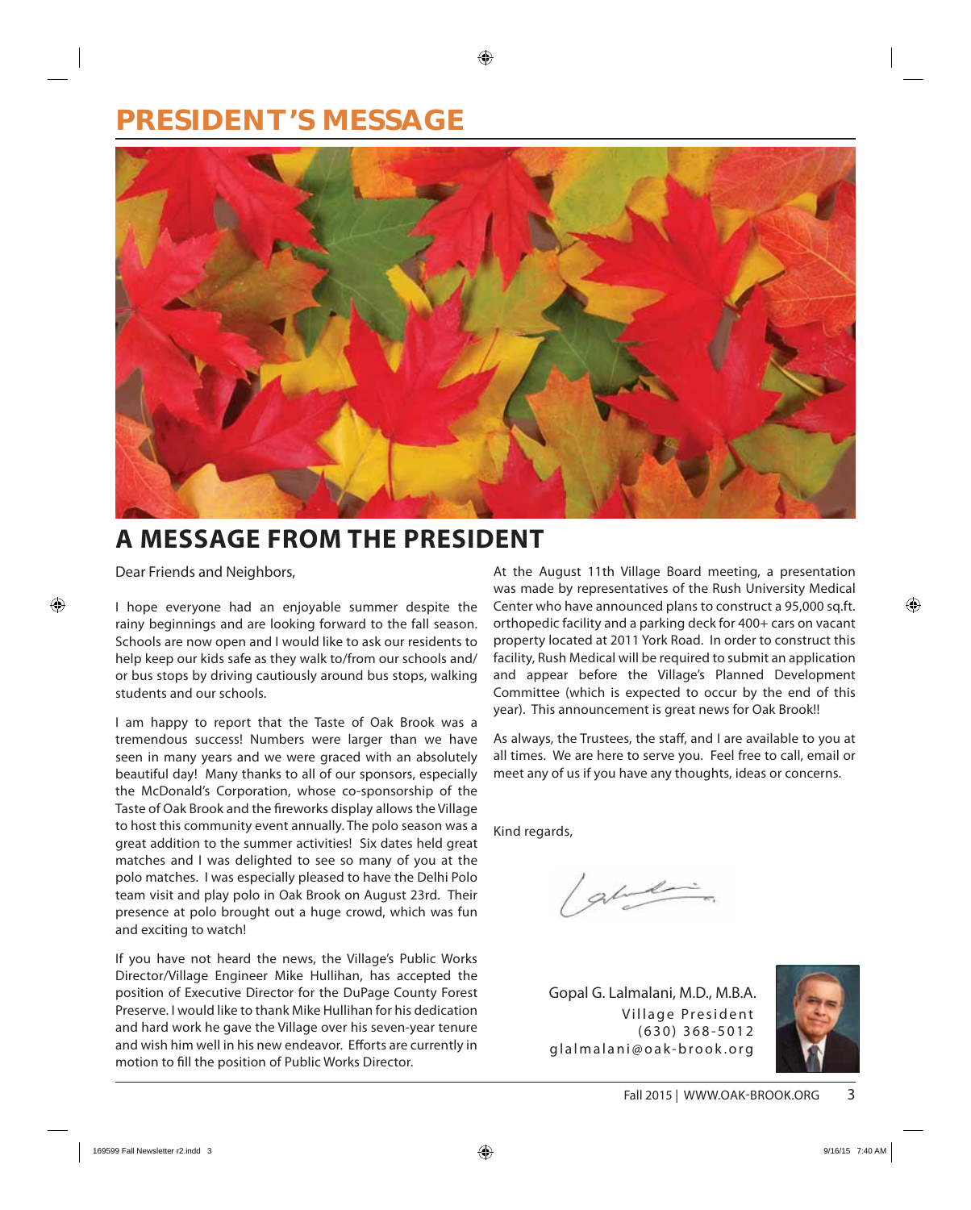# PRESIDENT'S MESSAGE

## A MESSAGE FROM THE PRESIDENT

Dear Friends and Neighbors,

I hope everyone had an enjoyable summer despite the rainy beginnings and are looking forward to the fall season. Schools are now open and I would like to ask our residents to help keep our kids safe as they walk to/from our schools and/or bus stops by driving cautiously around bus stops, walking students and our schools.

I am happy to report that the Taste of Oak Brook was a tremendous success! Numbers were larger than we have seen in many years and we were graced with an absolutely beautiful day! Many thanks to all of our sponsors, especially the McDonald's Corporation, whose co-sponsorship of the Taste of Oak Brook and the fireworks display allows the Village to host this community event annually. The polo season was a great addition to the summer activities! Six dates held great matches and I was delighted to see so many of you at the polo matches. I was especially pleased to have the Delhi Polo team visit and play polo in Oak Brook on August 23rd. Their presence at polo brought out a huge crowd, which was fun and exciting to watch!

If you have not heard the news, the Village's Public Works Director/Village Engineer Mike Hullihan, has accepted the position of Executive Director for the DuPage County Forest Preserve. I would like to thank Mike Hullihan for his dedication and hard work he gave the Village over his seven-year tenure and wish him well in his new endeavor. Efforts are currently in motion to fill the position of Public Works Director.

At the August 11th Village Board meeting, a presentation was made by representatives of the Rush University Medical Center who have announced plans to construct a 95,000 sq.ft. orthopedic facility and a parking deck for 400+ cars on vacant property located at 2011 York Road. In order to construct this facility, Rush Medical will be required to submit an application and appear before the Village's Planned Development Committee (which is expected to occur by the end of this year). This announcement is great news for Oak Brook!!

As always, the Trustees, the staff, and I are available to you at all times. We are here to serve you. Feel free to call, email or meet any of us if you have any thoughts, ideas or concerns.

Kind regards,

Gopal G. Lalmalani, M.D., M.B.A.
Village President
(630) 368-5012
glalmalani@oak-brook.org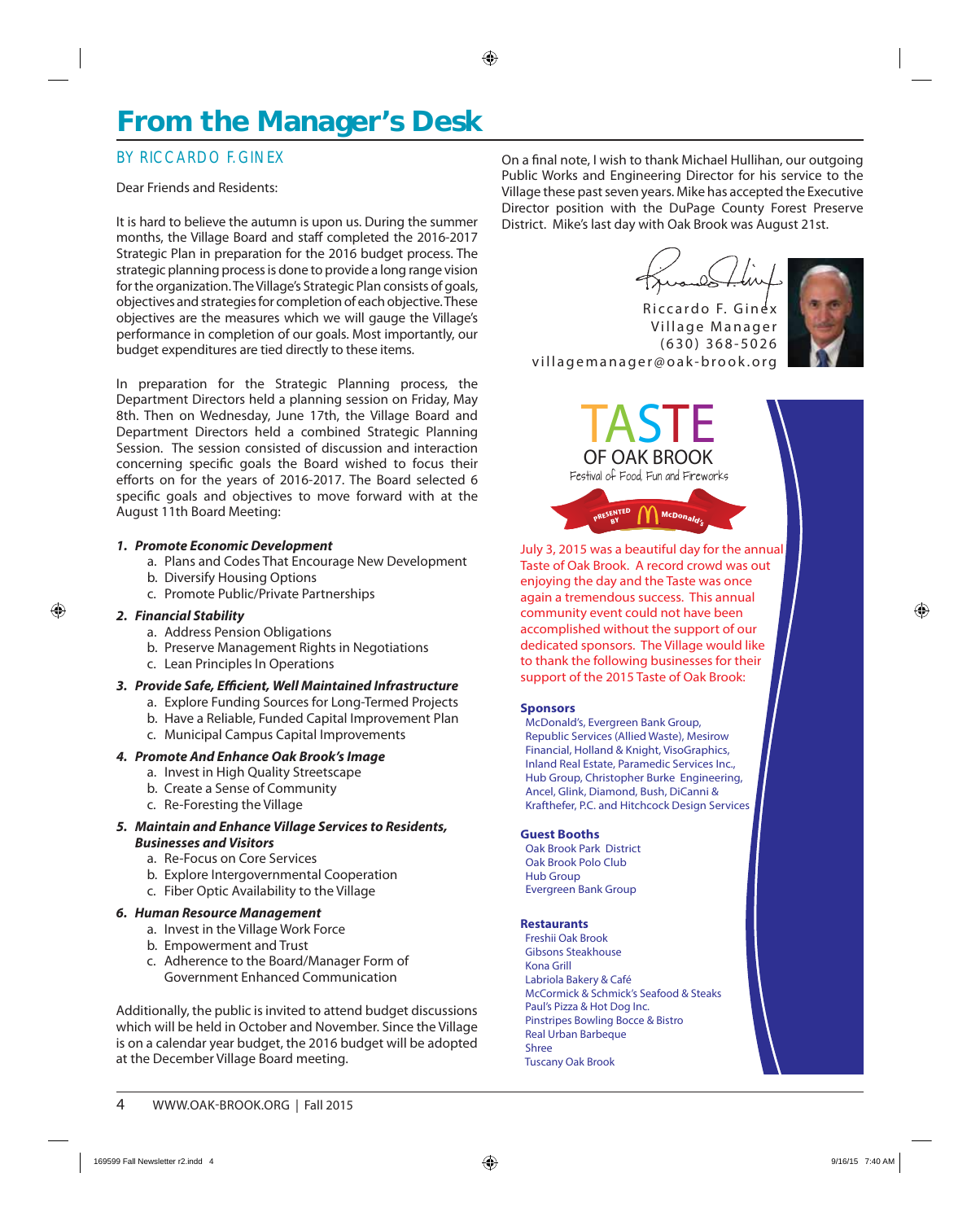# From the Manager's Desk

BY RICCARDO F. GINEX

Dear Friends and Residents:

It is hard to believe the autumn is upon us. During the summer months, the Village Board and staff completed the 2016-2017 Strategic Plan in preparation for the 2016 budget process. The strategic planning process is done to provide a long range vision for the organization. The Village's Strategic Plan consists of goals, objectives and strategies for completion of each objective. These objectives are the measures which we will gauge the Village's performance in completion of our goals. Most importantly, our budget expenditures are tied directly to these items.

In preparation for the Strategic Planning process, the Department Directors held a planning session on Friday, May 8th. Then on Wednesday, June 17th, the Village Board and Department Directors held a combined Strategic Planning Session. The session consisted of discussion and interaction concerning specific goals the Board wished to focus their efforts on for the years of 2016-2017. The Board selected 6 specific goals and objectives to move forward with at the August 11th Board Meeting:

1. ***Promote Economic Development***
   a. Plans and Codes That Encourage New Development
   b. Diversify Housing Options
   c. Promote Public/Private Partnerships
2. ***Financial Stability***
   a. Address Pension Obligations
   b. Preserve Management Rights in Negotiations
   c. Lean Principles In Operations
3. ***Provide Safe, Efficient, Well Maintained Infrastructure***
   a. Explore Funding Sources for Long-Termed Projects
   b. Have a Reliable, Funded Capital Improvement Plan
   c. Municipal Campus Capital Improvements
4. ***Promote And Enhance Oak Brook's Image***
   a. Invest in High Quality Streetscape
   b. Create a Sense of Community
   c. Re-Foresting the Village
5. ***Maintain and Enhance Village Services to Residents, Businesses and Visitors***
   a. Re-Focus on Core Services
   b. Explore Intergovernmental Cooperation
   c. Fiber Optic Availability to the Village
6. ***Human Resource Management***
   a. Invest in the Village Work Force
   b. Empowerment and Trust
   c. Adherence to the Board/Manager Form of Government Enhanced Communication

Additionally, the public is invited to attend budget discussions which will be held in October and November. Since the Village is on a calendar year budget, the 2016 budget will be adopted at the December Village Board meeting.

On a final note, I wish to thank Michael Hullihan, our outgoing Public Works and Engineering Director for his service to the Village these past seven years. Mike has accepted the Executive Director position with the DuPage County Forest Preserve District. Mike's last day with Oak Brook was August 21st.

Riccardo F. Ginex
Village Manager
(630) 368-5026
villagemanager@oak-brook.org

## TASTE OF OAK BROOK

Festival of Food, Fun and Fireworks

PRESENTED BY McDonald's

July 3, 2015 was a beautiful day for the annual Taste of Oak Brook. A record crowd was out enjoying the day and the Taste was once again a tremendous success. This annual community event could not have been accomplished without the support of our dedicated sponsors. The Village would like to thank the following businesses for their support of the 2015 Taste of Oak Brook:

**Sponsors**

McDonald's, Evergreen Bank Group, Republic Services (Allied Waste), Mesirow Financial, Holland & Knight, VisoGraphics, Inland Real Estate, Paramedic Services Inc., Hub Group, Christopher Burke Engineering, Ancel, Glink, Diamond, Bush, DiCanni & Krafthefer, P.C. and Hitchcock Design Services

**Guest Booths**

Oak Brook Park District
Oak Brook Polo Club
Hub Group
Evergreen Bank Group

**Restaurants**

Freshii Oak Brook
Gibsons Steakhouse
Kona Grill
Labriola Bakery & Café
McCormick & Schmick's Seafood & Steaks
Paul's Pizza & Hot Dog Inc.
Pinstripes Bowling Bocce & Bistro
Real Urban Barbeque
Shree
Tuscany Oak Brook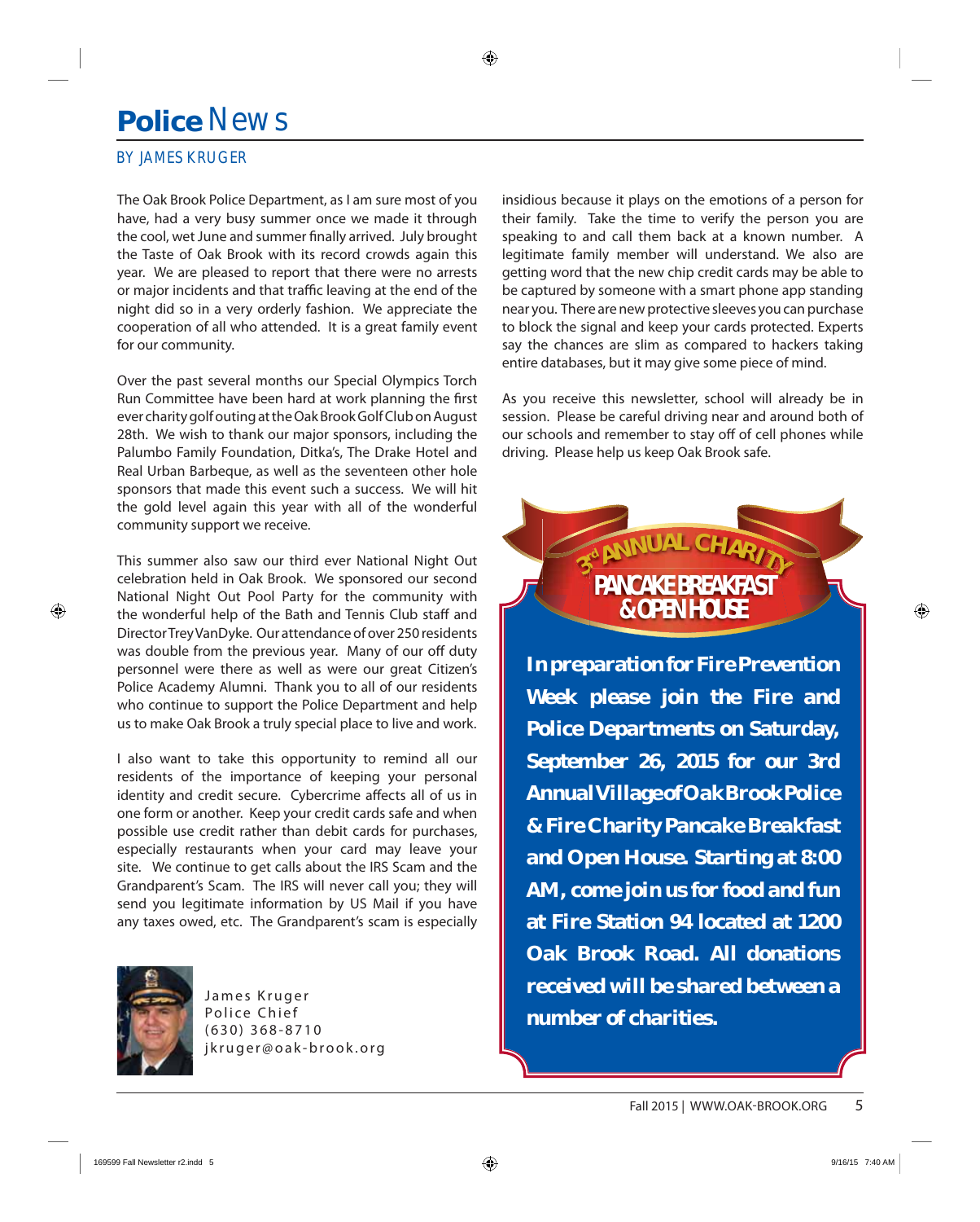# Police News

BY JAMES KRUGER

The Oak Brook Police Department, as I am sure most of you have, had a very busy summer once we made it through the cool, wet June and summer finally arrived. July brought the Taste of Oak Brook with its record crowds again this year. We are pleased to report that there were no arrests or major incidents and that traffic leaving at the end of the night did so in a very orderly fashion. We appreciate the cooperation of all who attended. It is a great family event for our community.

Over the past several months our Special Olympics Torch Run Committee have been hard at work planning the first ever charity golf outing at the Oak Brook Golf Club on August 28th. We wish to thank our major sponsors, including the Palumbo Family Foundation, Ditka's, The Drake Hotel and Real Urban Barbeque, as well as the seventeen other hole sponsors that made this event such a success. We will hit the gold level again this year with all of the wonderful community support we receive.

This summer also saw our third ever National Night Out celebration held in Oak Brook. We sponsored our second National Night Out Pool Party for the community with the wonderful help of the Bath and Tennis Club staff and Director Trey VanDyke. Our attendance of over 250 residents was double from the previous year. Many of our off duty personnel were there as well as were our great Citizen's Police Academy Alumni. Thank you to all of our residents who continue to support the Police Department and help us to make Oak Brook a truly special place to live and work.

I also want to take this opportunity to remind all our residents of the importance of keeping your personal identity and credit secure. Cybercrime affects all of us in one form or another. Keep your credit cards safe and when possible use credit rather than debit cards for purchases, especially restaurants when your card may leave your site. We continue to get calls about the IRS Scam and the Grandparent's Scam. The IRS will never call you; they will send you legitimate information by US Mail if you have any taxes owed, etc. The Grandparent's scam is especially insidious because it plays on the emotions of a person for their family. Take the time to verify the person you are speaking to and call them back at a known number. A legitimate family member will understand. We also are getting word that the new chip credit cards may be able to be captured by someone with a smart phone app standing near you. There are new protective sleeves you can purchase to block the signal and keep your cards protected. Experts say the chances are slim as compared to hackers taking entire databases, but it may give some piece of mind.

As you receive this newsletter, school will already be in session. Please be careful driving near and around both of our schools and remember to stay off of cell phones while driving. Please help us keep Oak Brook safe.

James Kruger
Police Chief
(630) 368-8710
jkruger@oak-brook.org

## 3rd ANNUAL CHARITY PANCAKE BREAKFAST & OPEN HOUSE

**In preparation for Fire Prevention Week please join the Fire and Police Departments on Saturday, September 26, 2015 for our 3rd Annual Village of Oak Brook Police & Fire Charity Pancake Breakfast and Open House. Starting at 8:00 AM, come join us for food and fun at Fire Station 94 located at 1200 Oak Brook Road. All donations received will be shared between a number of charities.**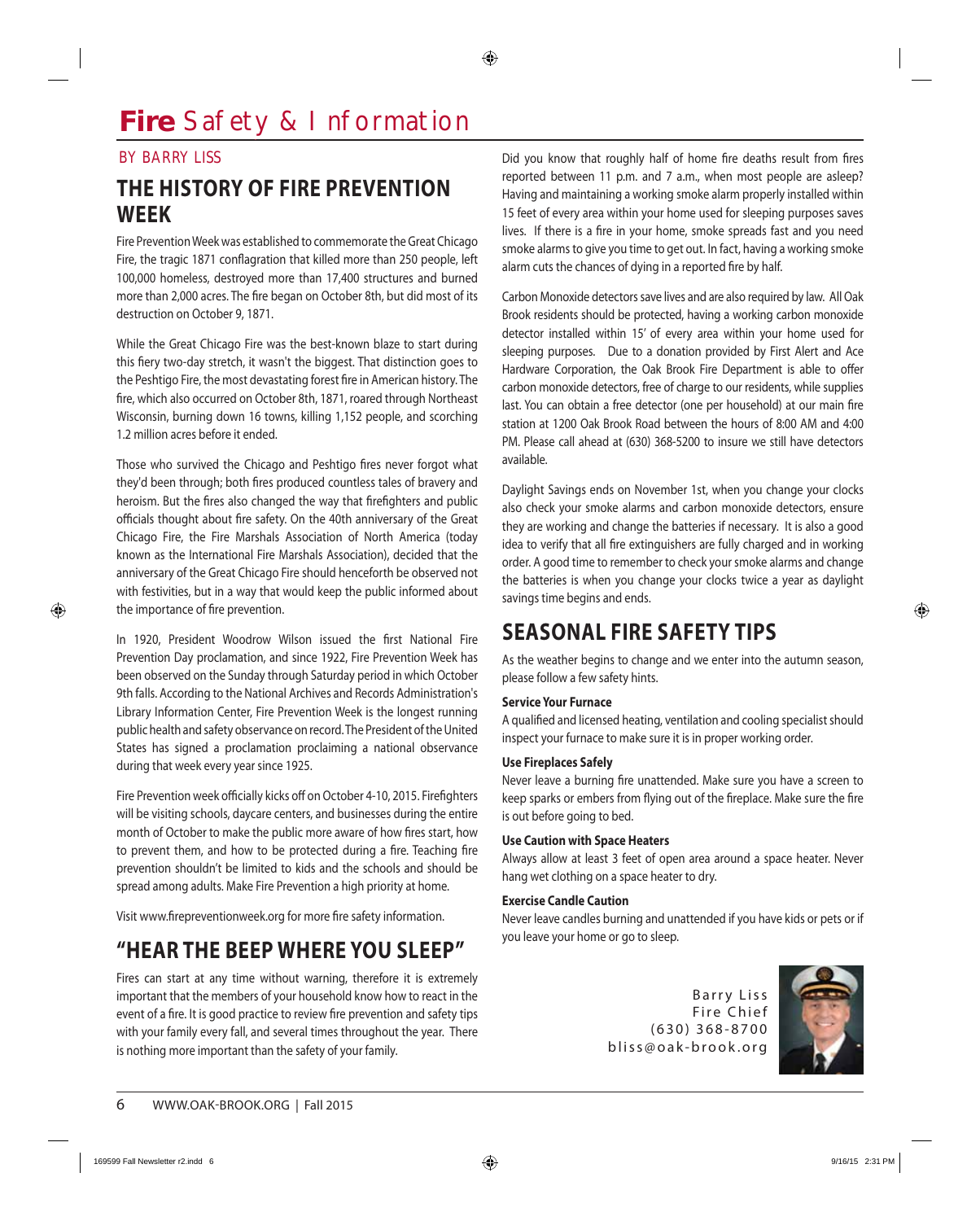# **Fire** Safety & Information

BY BARRY LISS

## THE HISTORY OF FIRE PREVENTION WEEK

Fire Prevention Week was established to commemorate the Great Chicago Fire, the tragic 1871 conflagration that killed more than 250 people, left 100,000 homeless, destroyed more than 17,400 structures and burned more than 2,000 acres. The fire began on October 8th, but did most of its destruction on October 9, 1871.

While the Great Chicago Fire was the best-known blaze to start during this fiery two-day stretch, it wasn't the biggest. That distinction goes to the Peshtigo Fire, the most devastating forest fire in American history. The fire, which also occurred on October 8th, 1871, roared through Northeast Wisconsin, burning down 16 towns, killing 1,152 people, and scorching 1.2 million acres before it ended.

Those who survived the Chicago and Peshtigo fires never forgot what they'd been through; both fires produced countless tales of bravery and heroism. But the fires also changed the way that firefighters and public officials thought about fire safety. On the 40th anniversary of the Great Chicago Fire, the Fire Marshals Association of North America (today known as the International Fire Marshals Association), decided that the anniversary of the Great Chicago Fire should henceforth be observed not with festivities, but in a way that would keep the public informed about the importance of fire prevention.

In 1920, President Woodrow Wilson issued the first National Fire Prevention Day proclamation, and since 1922, Fire Prevention Week has been observed on the Sunday through Saturday period in which October 9th falls. According to the National Archives and Records Administration's Library Information Center, Fire Prevention Week is the longest running public health and safety observance on record. The President of the United States has signed a proclamation proclaiming a national observance during that week every year since 1925.

Fire Prevention week officially kicks off on October 4-10, 2015. Firefighters will be visiting schools, daycare centers, and businesses during the entire month of October to make the public more aware of how fires start, how to prevent them, and how to be protected during a fire. Teaching fire prevention shouldn't be limited to kids and the schools and should be spread among adults. Make Fire Prevention a high priority at home.

Visit www.firepreventionweek.org for more fire safety information.

## "HEAR THE BEEP WHERE YOU SLEEP"

Fires can start at any time without warning, therefore it is extremely important that the members of your household know how to react in the event of a fire. It is good practice to review fire prevention and safety tips with your family every fall, and several times throughout the year. There is nothing more important than the safety of your family.

Did you know that roughly half of home fire deaths result from fires reported between 11 p.m. and 7 a.m., when most people are asleep? Having and maintaining a working smoke alarm properly installed within 15 feet of every area within your home used for sleeping purposes saves lives. If there is a fire in your home, smoke spreads fast and you need smoke alarms to give you time to get out. In fact, having a working smoke alarm cuts the chances of dying in a reported fire by half.

Carbon Monoxide detectors save lives and are also required by law. All Oak Brook residents should be protected, having a working carbon monoxide detector installed within 15' of every area within your home used for sleeping purposes. Due to a donation provided by First Alert and Ace Hardware Corporation, the Oak Brook Fire Department is able to offer carbon monoxide detectors, free of charge to our residents, while supplies last. You can obtain a free detector (one per household) at our main fire station at 1200 Oak Brook Road between the hours of 8:00 AM and 4:00 PM. Please call ahead at (630) 368-5200 to insure we still have detectors available.

Daylight Savings ends on November 1st, when you change your clocks also check your smoke alarms and carbon monoxide detectors, ensure they are working and change the batteries if necessary. It is also a good idea to verify that all fire extinguishers are fully charged and in working order. A good time to remember to check your smoke alarms and change the batteries is when you change your clocks twice a year as daylight savings time begins and ends.

## SEASONAL FIRE SAFETY TIPS

As the weather begins to change and we enter into the autumn season, please follow a few safety hints.

**Service Your Furnace**

A qualified and licensed heating, ventilation and cooling specialist should inspect your furnace to make sure it is in proper working order.

**Use Fireplaces Safely**

Never leave a burning fire unattended. Make sure you have a screen to keep sparks or embers from flying out of the fireplace. Make sure the fire is out before going to bed.

**Use Caution with Space Heaters**

Always allow at least 3 feet of open area around a space heater. Never hang wet clothing on a space heater to dry.

**Exercise Candle Caution**

Never leave candles burning and unattended if you have kids or pets or if you leave your home or go to sleep.

Barry Liss
Fire Chief
(630) 368-8700
bliss@oak-brook.org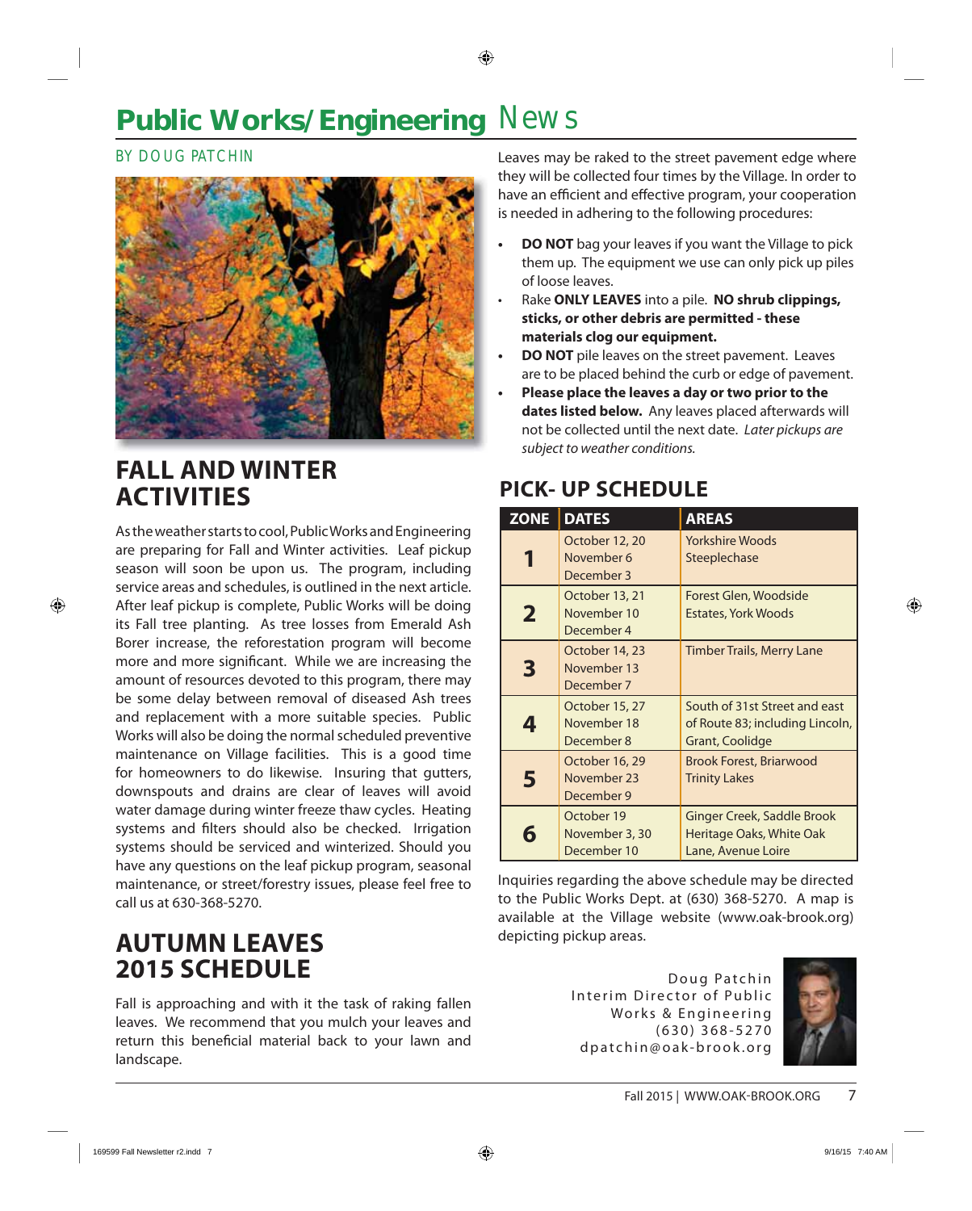# Public Works/Engineering News

BY DOUG PATCHIN

## FALL AND WINTER ACTIVITIES

As the weather starts to cool, Public Works and Engineering are preparing for Fall and Winter activities. Leaf pickup season will soon be upon us. The program, including service areas and schedules, is outlined in the next article. After leaf pickup is complete, Public Works will be doing its Fall tree planting. As tree losses from Emerald Ash Borer increase, the reforestation program will become more and more significant. While we are increasing the amount of resources devoted to this program, there may be some delay between removal of diseased Ash trees and replacement with a more suitable species. Public Works will also be doing the normal scheduled preventive maintenance on Village facilities. This is a good time for homeowners to do likewise. Insuring that gutters, downspouts and drains are clear of leaves will avoid water damage during winter freeze thaw cycles. Heating systems and filters should also be checked. Irrigation systems should be serviced and winterized. Should you have any questions on the leaf pickup program, seasonal maintenance, or street/forestry issues, please feel free to call us at 630-368-5270.

## AUTUMN LEAVES 2015 SCHEDULE

Fall is approaching and with it the task of raking fallen leaves. We recommend that you mulch your leaves and return this beneficial material back to your lawn and landscape.

Leaves may be raked to the street pavement edge where they will be collected four times by the Village. In order to have an efficient and effective program, your cooperation is needed in adhering to the following procedures:

- **DO NOT** bag your leaves if you want the Village to pick them up. The equipment we use can only pick up piles of loose leaves.
- Rake **ONLY LEAVES** into a pile. **NO shrub clippings, sticks, or other debris are permitted - these materials clog our equipment.**
- **DO NOT** pile leaves on the street pavement. Leaves are to be placed behind the curb or edge of pavement.
- **Please place the leaves a day or two prior to the dates listed below.** Any leaves placed afterwards will not be collected until the next date. *Later pickups are subject to weather conditions.*

## PICK- UP SCHEDULE

| ZONE | DATES | AREAS |
|---|---|---|
| 1 | October 12, 20<br>November 6<br>December 3 | Yorkshire Woods<br>Steeplechase |
| 2 | October 13, 21<br>November 10<br>December 4 | Forest Glen, Woodside Estates, York Woods |
| 3 | October 14, 23<br>November 13<br>December 7 | Timber Trails, Merry Lane |
| 4 | October 15, 27<br>November 18<br>December 8 | South of 31st Street and east of Route 83; including Lincoln, Grant, Coolidge |
| 5 | October 16, 29<br>November 23<br>December 9 | Brook Forest, Briarwood<br>Trinity Lakes |
| 6 | October 19<br>November 3, 30<br>December 10 | Ginger Creek, Saddle Brook<br>Heritage Oaks, White Oak Lane, Avenue Loire |

Inquiries regarding the above schedule may be directed to the Public Works Dept. at (630) 368-5270. A map is available at the Village website (www.oak-brook.org) depicting pickup areas.

Doug Patchin
Interim Director of Public Works & Engineering
(630) 368-5270
dpatchin@oak-brook.org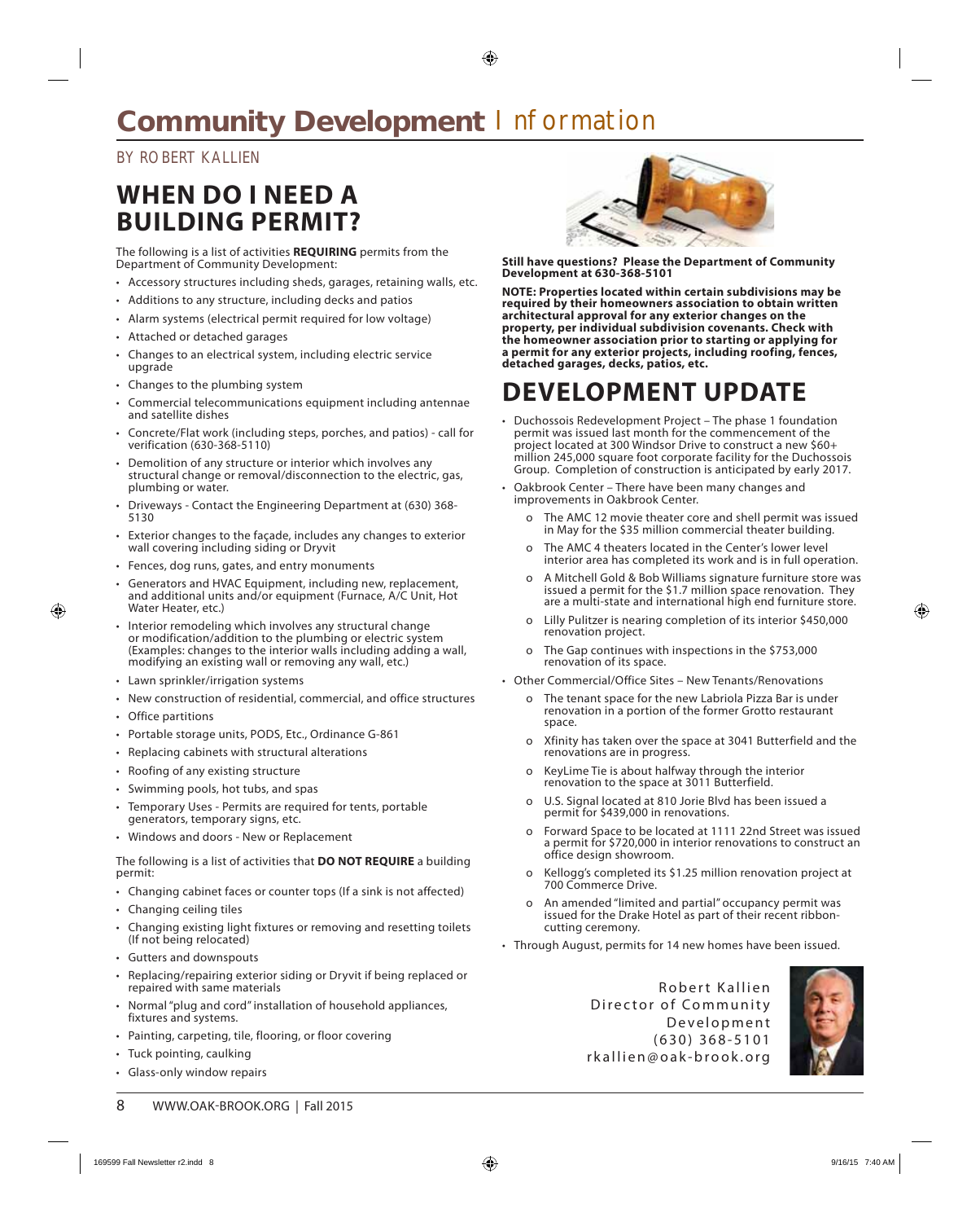# **Community Development** Information

BY ROBERT KALLIEN

## WHEN DO I NEED A BUILDING PERMIT?

The following is a list of activities **REQUIRING** permits from the Department of Community Development:

- Accessory structures including sheds, garages, retaining walls, etc.
- Additions to any structure, including decks and patios
- Alarm systems (electrical permit required for low voltage)
- Attached or detached garages
- Changes to an electrical system, including electric service upgrade
- Changes to the plumbing system
- Commercial telecommunications equipment including antennae and satellite dishes
- Concrete/Flat work (including steps, porches, and patios) - call for verification (630-368-5110)
- Demolition of any structure or interior which involves any structural change or removal/disconnection to the electric, gas, plumbing or water.
- Driveways - Contact the Engineering Department at (630) 368-5130
- Exterior changes to the façade, includes any changes to exterior wall covering including siding or Dryvit
- Fences, dog runs, gates, and entry monuments
- Generators and HVAC Equipment, including new, replacement, and additional units and/or equipment (Furnace, A/C Unit, Hot Water Heater, etc.)
- Interior remodeling which involves any structural change or modification/addition to the plumbing or electric system (Examples: changes to the interior walls including adding a wall, modifying an existing wall or removing any wall, etc.)
- Lawn sprinkler/irrigation systems
- New construction of residential, commercial, and office structures
- Office partitions
- Portable storage units, PODS, Etc., Ordinance G-861
- Replacing cabinets with structural alterations
- Roofing of any existing structure
- Swimming pools, hot tubs, and spas
- Temporary Uses - Permits are required for tents, portable generators, temporary signs, etc.
- Windows and doors - New or Replacement

The following is a list of activities that **DO NOT REQUIRE** a building permit:

- Changing cabinet faces or counter tops (If a sink is not affected)
- Changing ceiling tiles
- Changing existing light fixtures or removing and resetting toilets (If not being relocated)
- Gutters and downspouts
- Replacing/repairing exterior siding or Dryvit if being replaced or repaired with same materials
- Normal "plug and cord" installation of household appliances, fixtures and systems.
- Painting, carpeting, tile, flooring, or floor covering
- Tuck pointing, caulking
- Glass-only window repairs

**Still have questions? Please the Department of Community Development at 630-368-5101**

**NOTE: Properties located within certain subdivisions may be required by their homeowners association to obtain written architectural approval for any exterior changes on the property, per individual subdivision covenants. Check with the homeowner association prior to starting or applying for a permit for any exterior projects, including roofing, fences, detached garages, decks, patios, etc.**

## DEVELOPMENT UPDATE

- Duchossois Redevelopment Project – The phase 1 foundation permit was issued last month for the commencement of the project located at 300 Windsor Drive to construct a new $60+ million 245,000 square foot corporate facility for the Duchossois Group. Completion of construction is anticipated by early 2017.
- Oakbrook Center – There have been many changes and improvements in Oakbrook Center.
  - The AMC 12 movie theater core and shell permit was issued in May for the $35 million commercial theater building.
  - The AMC 4 theaters located in the Center's lower level interior area has completed its work and is in full operation.
  - A Mitchell Gold & Bob Williams signature furniture store was issued a permit for the $1.7 million space renovation. They are a multi-state and international high end furniture store.
  - Lilly Pulitzer is nearing completion of its interior $450,000 renovation project.
  - The Gap continues with inspections in the $753,000 renovation of its space.
- Other Commercial/Office Sites – New Tenants/Renovations
  - The tenant space for the new Labriola Pizza Bar is under renovation in a portion of the former Grotto restaurant space.
  - Xfinity has taken over the space at 3041 Butterfield and the renovations are in progress.
  - KeyLime Tie is about halfway through the interior renovation to the space at 3011 Butterfield.
  - U.S. Signal located at 810 Jorie Blvd has been issued a permit for $439,000 in renovations.
  - Forward Space to be located at 1111 22nd Street was issued a permit for $720,000 in interior renovations to construct an office design showroom.
  - Kellogg's completed its $1.25 million renovation project at 700 Commerce Drive.
  - An amended "limited and partial" occupancy permit was issued for the Drake Hotel as part of their recent ribbon-cutting ceremony.
- Through August, permits for 14 new homes have been issued.

Robert Kallien
Director of Community Development
(630) 368-5101
rkallien@oak-brook.org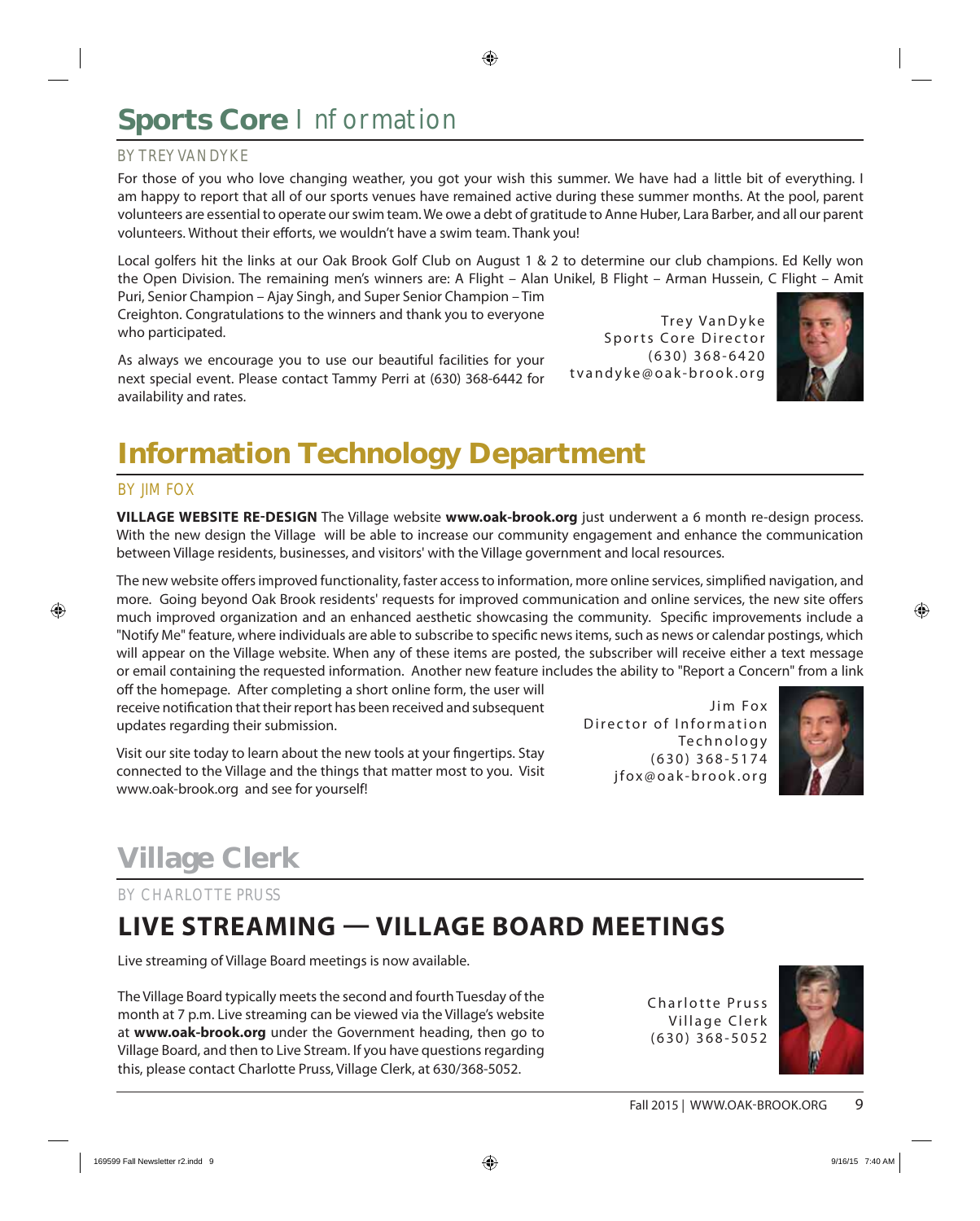## Sports Core Information

BY TREY VANDYKE

For those of you who love changing weather, you got your wish this summer. We have had a little bit of everything. I am happy to report that all of our sports venues have remained active during these summer months. At the pool, parent volunteers are essential to operate our swim team. We owe a debt of gratitude to Anne Huber, Lara Barber, and all our parent volunteers. Without their efforts, we wouldn't have a swim team. Thank you!

Local golfers hit the links at our Oak Brook Golf Club on August 1 & 2 to determine our club champions. Ed Kelly won the Open Division. The remaining men's winners are: A Flight – Alan Unikel, B Flight – Arman Hussein, C Flight – Amit Puri, Senior Champion – Ajay Singh, and Super Senior Champion – Tim Creighton. Congratulations to the winners and thank you to everyone who participated.

As always we encourage you to use our beautiful facilities for your next special event. Please contact Tammy Perri at (630) 368-6442 for availability and rates.

Trey VanDyke
Sports Core Director
(630) 368-6420
tvandyke@oak-brook.org

## Information Technology Department

BY JIM FOX

**VILLAGE WEBSITE RE-DESIGN** The Village website **www.oak-brook.org** just underwent a 6 month re-design process. With the new design the Village will be able to increase our community engagement and enhance the communication between Village residents, businesses, and visitors' with the Village government and local resources.

The new website offers improved functionality, faster access to information, more online services, simplified navigation, and more. Going beyond Oak Brook residents' requests for improved communication and online services, the new site offers much improved organization and an enhanced aesthetic showcasing the community. Specific improvements include a "Notify Me" feature, where individuals are able to subscribe to specific news items, such as news or calendar postings, which will appear on the Village website. When any of these items are posted, the subscriber will receive either a text message or email containing the requested information. Another new feature includes the ability to "Report a Concern" from a link off the homepage. After completing a short online form, the user will receive notification that their report has been received and subsequent updates regarding their submission.

Visit our site today to learn about the new tools at your fingertips. Stay connected to the Village and the things that matter most to you. Visit www.oak-brook.org and see for yourself!

Jim Fox
Director of Information Technology
(630) 368-5174
jfox@oak-brook.org

## Village Clerk

BY CHARLOTTE PRUSS

### LIVE STREAMING — VILLAGE BOARD MEETINGS

Live streaming of Village Board meetings is now available.

The Village Board typically meets the second and fourth Tuesday of the month at 7 p.m. Live streaming can be viewed via the Village's website at **www.oak-brook.org** under the Government heading, then go to Village Board, and then to Live Stream. If you have questions regarding this, please contact Charlotte Pruss, Village Clerk, at 630/368-5052.

Charlotte Pruss
Village Clerk
(630) 368-5052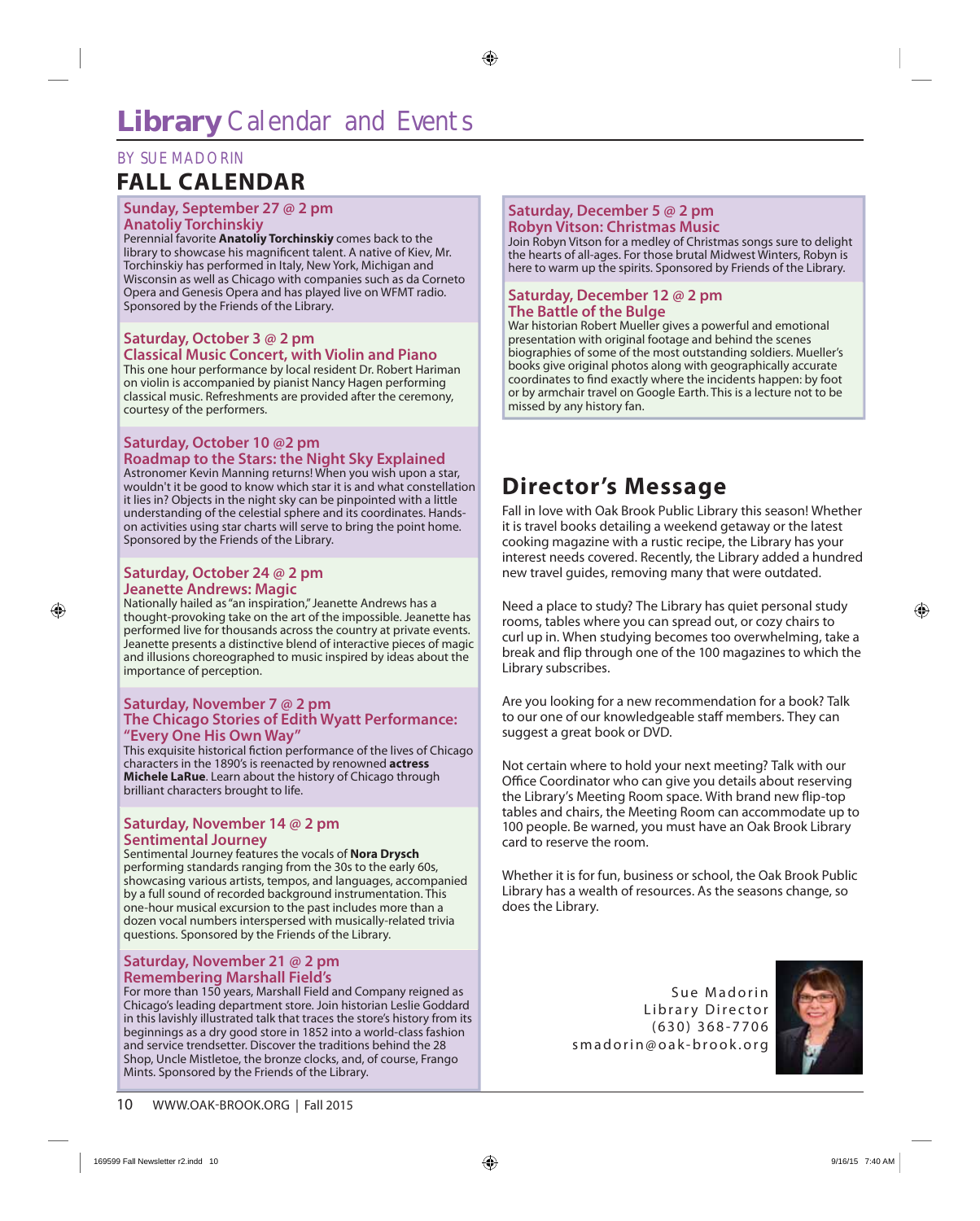# Library Calendar and Events

BY SUE MADORIN

## FALL CALENDAR

### Sunday, September 27 @ 2 pm
### Anatoliy Torchinskiy

Perennial favorite **Anatoliy Torchinskiy** comes back to the library to showcase his magnificent talent. A native of Kiev, Mr. Torchinskiy has performed in Italy, New York, Michigan and Wisconsin as well as Chicago with companies such as da Corneto Opera and Genesis Opera and has played live on WFMT radio. Sponsored by the Friends of the Library.

### Saturday, October 3 @ 2 pm
### Classical Music Concert, with Violin and Piano

This one hour performance by local resident Dr. Robert Hariman on violin is accompanied by pianist Nancy Hagen performing classical music. Refreshments are provided after the ceremony, courtesy of the performers.

### Saturday, October 10 @2 pm
### Roadmap to the Stars: the Night Sky Explained

Astronomer Kevin Manning returns! When you wish upon a star, wouldn't it be good to know which star it is and what constellation it lies in? Objects in the night sky can be pinpointed with a little understanding of the celestial sphere and its coordinates. Hands-on activities using star charts will serve to bring the point home. Sponsored by the Friends of the Library.

### Saturday, October 24 @ 2 pm
### Jeanette Andrews: Magic

Nationally hailed as "an inspiration," Jeanette Andrews has a thought-provoking take on the art of the impossible. Jeanette has performed live for thousands across the country at private events. Jeanette presents a distinctive blend of interactive pieces of magic and illusions choreographed to music inspired by ideas about the importance of perception.

### Saturday, November 7 @ 2 pm
### The Chicago Stories of Edith Wyatt Performance: "Every One His Own Way"

This exquisite historical fiction performance of the lives of Chicago characters in the 1890's is reenacted by renowned **actress Michele LaRue**. Learn about the history of Chicago through brilliant characters brought to life.

### Saturday, November 14 @ 2 pm
### Sentimental Journey

Sentimental Journey features the vocals of **Nora Drysch** performing standards ranging from the 30s to the early 60s, showcasing various artists, tempos, and languages, accompanied by a full sound of recorded background instrumentation. This one-hour musical excursion to the past includes more than a dozen vocal numbers interspersed with musically-related trivia questions. Sponsored by the Friends of the Library.

### Saturday, November 21 @ 2 pm
### Remembering Marshall Field's

For more than 150 years, Marshall Field and Company reigned as Chicago's leading department store. Join historian Leslie Goddard in this lavishly illustrated talk that traces the store's history from its beginnings as a dry good store in 1852 into a world-class fashion and service trendsetter. Discover the traditions behind the 28 Shop, Uncle Mistletoe, the bronze clocks, and, of course, Frango Mints. Sponsored by the Friends of the Library.

### Saturday, December 5 @ 2 pm
### Robyn Vitson: Christmas Music

Join Robyn Vitson for a medley of Christmas songs sure to delight the hearts of all-ages. For those brutal Midwest Winters, Robyn is here to warm up the spirits. Sponsored by Friends of the Library.

### Saturday, December 12 @ 2 pm
### The Battle of the Bulge

War historian Robert Mueller gives a powerful and emotional presentation with original footage and behind the scenes biographies of some of the most outstanding soldiers. Mueller's books give original photos along with geographically accurate coordinates to find exactly where the incidents happen: by foot or by armchair travel on Google Earth. This is a lecture not to be missed by any history fan.

## Director's Message

Fall in love with Oak Brook Public Library this season! Whether it is travel books detailing a weekend getaway or the latest cooking magazine with a rustic recipe, the Library has your interest needs covered. Recently, the Library added a hundred new travel guides, removing many that were outdated.

Need a place to study? The Library has quiet personal study rooms, tables where you can spread out, or cozy chairs to curl up in. When studying becomes too overwhelming, take a break and flip through one of the 100 magazines to which the Library subscribes.

Are you looking for a new recommendation for a book? Talk to our one of our knowledgeable staff members. They can suggest a great book or DVD.

Not certain where to hold your next meeting? Talk with our Office Coordinator who can give you details about reserving the Library's Meeting Room space. With brand new flip-top tables and chairs, the Meeting Room can accommodate up to 100 people. Be warned, you must have an Oak Brook Library card to reserve the room.

Whether it is for fun, business or school, the Oak Brook Public Library has a wealth of resources. As the seasons change, so does the Library.

Sue Madorin
Library Director
(630) 368-7706
smadorin@oak-brook.org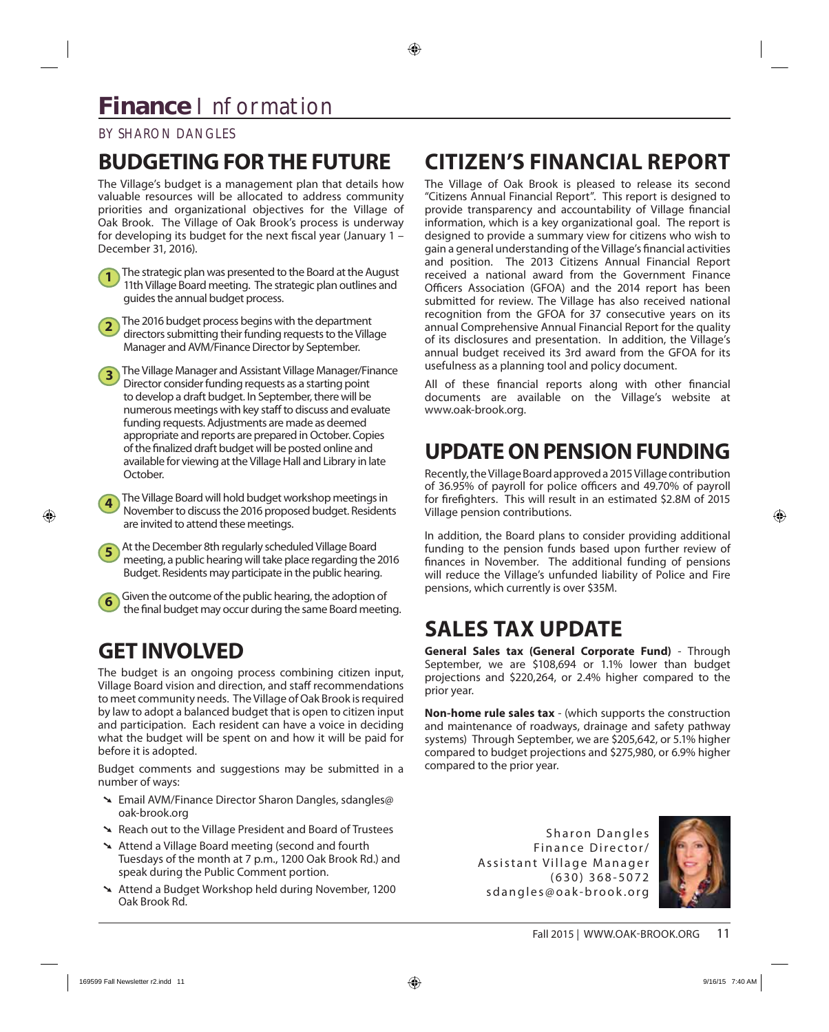# Finance Information

BY SHARON DANGLES

## BUDGETING FOR THE FUTURE

The Village's budget is a management plan that details how valuable resources will be allocated to address community priorities and organizational objectives for the Village of Oak Brook. The Village of Oak Brook's process is underway for developing its budget for the next fiscal year (January 1 – December 31, 2016).

1. The strategic plan was presented to the Board at the August 11th Village Board meeting. The strategic plan outlines and guides the annual budget process.
2. The 2016 budget process begins with the department directors submitting their funding requests to the Village Manager and AVM/Finance Director by September.
3. The Village Manager and Assistant Village Manager/Finance Director consider funding requests as a starting point to develop a draft budget. In September, there will be numerous meetings with key staff to discuss and evaluate funding requests. Adjustments are made as deemed appropriate and reports are prepared in October. Copies of the finalized draft budget will be posted online and available for viewing at the Village Hall and Library in late October.
4. The Village Board will hold budget workshop meetings in November to discuss the 2016 proposed budget. Residents are invited to attend these meetings.
5. At the December 8th regularly scheduled Village Board meeting, a public hearing will take place regarding the 2016 Budget. Residents may participate in the public hearing.
6. Given the outcome of the public hearing, the adoption of the final budget may occur during the same Board meeting.

## GET INVOLVED

The budget is an ongoing process combining citizen input, Village Board vision and direction, and staff recommendations to meet community needs. The Village of Oak Brook is required by law to adopt a balanced budget that is open to citizen input and participation. Each resident can have a voice in deciding what the budget will be spent on and how it will be paid for before it is adopted.

Budget comments and suggestions may be submitted in a number of ways:

- Email AVM/Finance Director Sharon Dangles, sdangles@oak-brook.org
- Reach out to the Village President and Board of Trustees
- Attend a Village Board meeting (second and fourth Tuesdays of the month at 7 p.m., 1200 Oak Brook Rd.) and speak during the Public Comment portion.
- Attend a Budget Workshop held during November, 1200 Oak Brook Rd.

## CITIZEN'S FINANCIAL REPORT

The Village of Oak Brook is pleased to release its second "Citizens Annual Financial Report". This report is designed to provide transparency and accountability of Village financial information, which is a key organizational goal. The report is designed to provide a summary view for citizens who wish to gain a general understanding of the Village's financial activities and position. The 2013 Citizens Annual Financial Report received a national award from the Government Finance Officers Association (GFOA) and the 2014 report has been submitted for review. The Village has also received national recognition from the GFOA for 37 consecutive years on its annual Comprehensive Annual Financial Report for the quality of its disclosures and presentation. In addition, the Village's annual budget received its 3rd award from the GFOA for its usefulness as a planning tool and policy document.

All of these financial reports along with other financial documents are available on the Village's website at www.oak-brook.org.

## UPDATE ON PENSION FUNDING

Recently, the Village Board approved a 2015 Village contribution of 36.95% of payroll for police officers and 49.70% of payroll for firefighters. This will result in an estimated $2.8M of 2015 Village pension contributions.

In addition, the Board plans to consider providing additional funding to the pension funds based upon further review of finances in November. The additional funding of pensions will reduce the Village's unfunded liability of Police and Fire pensions, which currently is over $35M.

## SALES TAX UPDATE

**General Sales tax (General Corporate Fund)** - Through September, we are $108,694 or 1.1% lower than budget projections and $220,264, or 2.4% higher compared to the prior year.

**Non-home rule sales tax** - (which supports the construction and maintenance of roadways, drainage and safety pathway systems) Through September, we are $205,642, or 5.1% higher compared to budget projections and $275,980, or 6.9% higher compared to the prior year.

Sharon Dangles
Finance Director/
Assistant Village Manager
(630) 368-5072
sdangles@oak-brook.org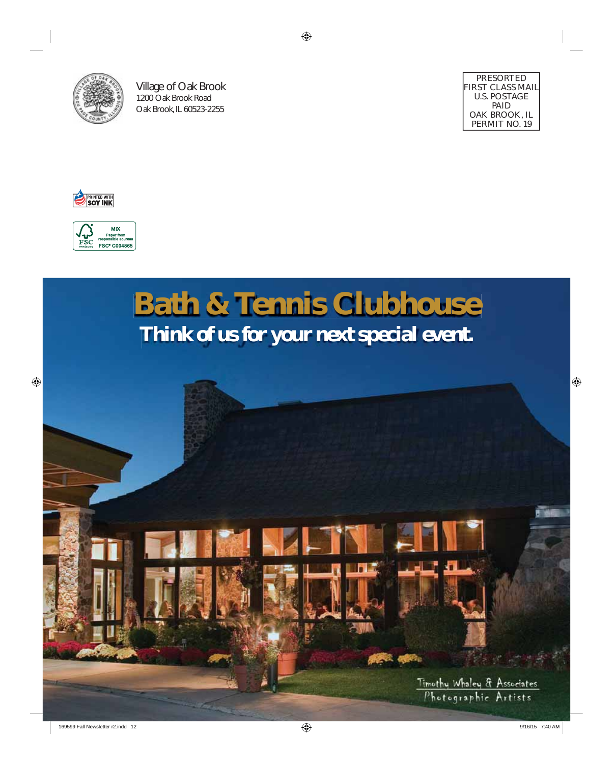Village of Oak Brook
1200 Oak Brook Road
Oak Brook, IL 60523-2255

PRESORTED
FIRST CLASS MAIL
U.S. POSTAGE
PAID
OAK BROOK, IL
PERMIT NO. 19

PRINTED WITH SOY INK

MIX
Paper from responsible sources
FSC® C004865

# Bath & Tennis Clubhouse

## Think of us for your next special event.

Timothy Whaley & Associates
Photographic Artists